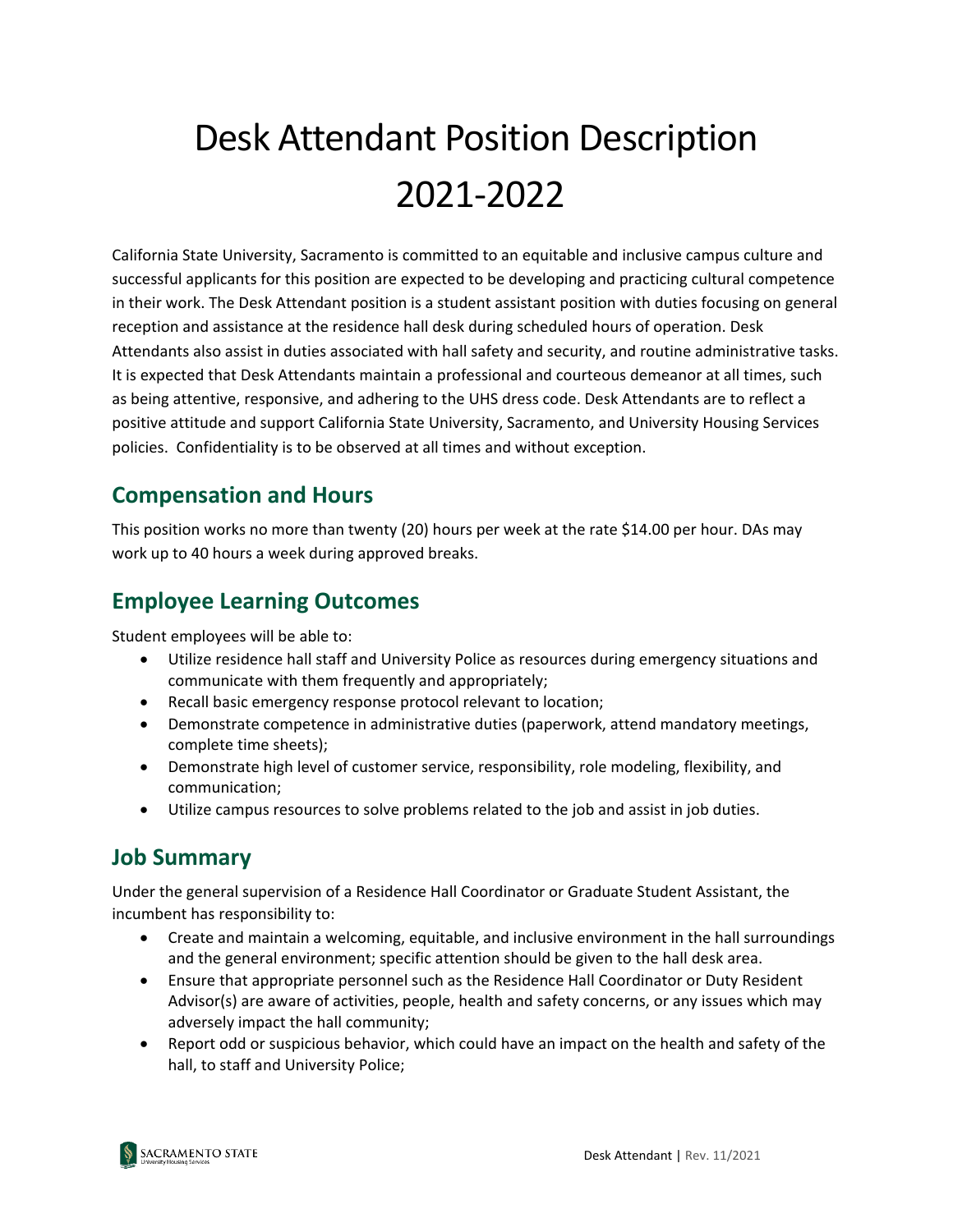# Desk Attendant Position Description 2021-2022

California State University, Sacramento is committed to an equitable and inclusive campus culture and successful applicants for this position are expected to be developing and practicing cultural competence in their work. The Desk Attendant position is a student assistant position with duties focusing on general reception and assistance at the residence hall desk during scheduled hours of operation. Desk Attendants also assist in duties associated with hall safety and security, and routine administrative tasks. It is expected that Desk Attendants maintain a professional and courteous demeanor at all times, such as being attentive, responsive, and adhering to the UHS dress code. Desk Attendants are to reflect a positive attitude and support California State University, Sacramento, and University Housing Services policies. Confidentiality is to be observed at all times and without exception.

## Compensation and Hours

This position works no more than twenty (20) hours per week at the rate $14.00 per hour. DAs may work up to 40 hours a week during approved breaks.

## Employee Learning Outcomes

Student employees will be able to:

- Utilize residence hall staff and University Police as resources during emergency situations and communicate with them frequently and appropriately;
- Recall basic emergency response protocol relevant to location;
- Demonstrate competence in administrative duties (paperwork, attend mandatory meetings, complete time sheets);
- Demonstrate high level of customer service, responsibility, role modeling, flexibility, and communication;
- Utilize campus resources to solve problems related to the job and assist in job duties.

## Job Summary

Under the general supervision of a Residence Hall Coordinator or Graduate Student Assistant, the incumbent has responsibility to:

- Create and maintain a welcoming, equitable, and inclusive environment in the hall surroundings and the general environment; specific attention should be given to the hall desk area.
- Ensure that appropriate personnel such as the Residence Hall Coordinator or Duty Resident Advisor(s) are aware of activities, people, health and safety concerns, or any issues which may adversely impact the hall community;
- Report odd or suspicious behavior, which could have an impact on the health and safety of the hall, to staff and University Police;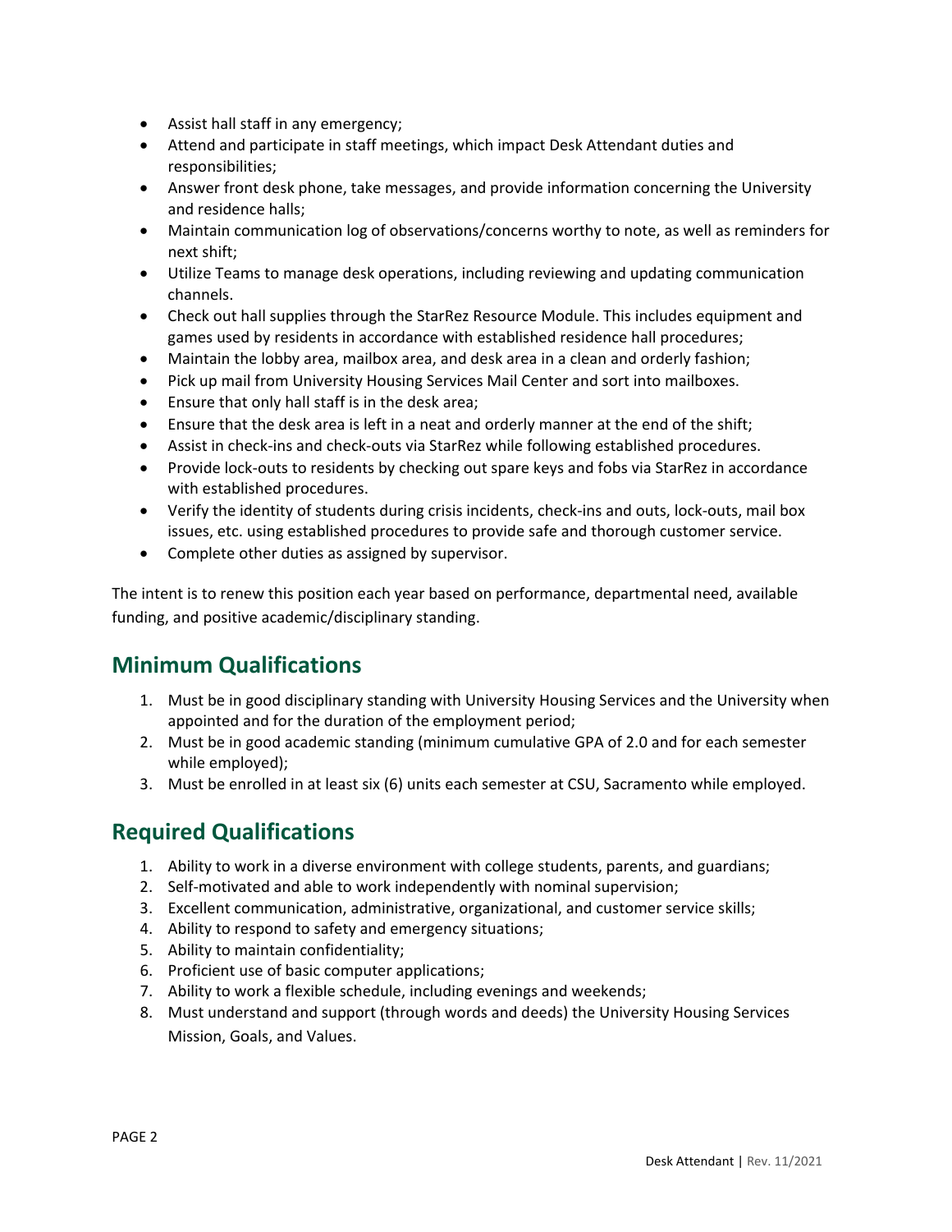- Assist hall staff in any emergency;
- Attend and participate in staff meetings, which impact Desk Attendant duties and responsibilities;
- Answer front desk phone, take messages, and provide information concerning the University and residence halls;
- Maintain communication log of observations/concerns worthy to note, as well as reminders for next shift;
- Utilize Teams to manage desk operations, including reviewing and updating communication channels.
- Check out hall supplies through the StarRez Resource Module. This includes equipment and games used by residents in accordance with established residence hall procedures;
- Maintain the lobby area, mailbox area, and desk area in a clean and orderly fashion;
- Pick up mail from University Housing Services Mail Center and sort into mailboxes.
- Ensure that only hall staff is in the desk area;
- Ensure that the desk area is left in a neat and orderly manner at the end of the shift;
- Assist in check-ins and check-outs via StarRez while following established procedures.
- Provide lock-outs to residents by checking out spare keys and fobs via StarRez in accordance with established procedures.
- Verify the identity of students during crisis incidents, check-ins and outs, lock-outs, mail box issues, etc. using established procedures to provide safe and thorough customer service.
- Complete other duties as assigned by supervisor.

The intent is to renew this position each year based on performance, departmental need, available funding, and positive academic/disciplinary standing.

## Minimum Qualifications

1. Must be in good disciplinary standing with University Housing Services and the University when appointed and for the duration of the employment period;
2. Must be in good academic standing (minimum cumulative GPA of 2.0 and for each semester while employed);
3. Must be enrolled in at least six (6) units each semester at CSU, Sacramento while employed.

## Required Qualifications

1. Ability to work in a diverse environment with college students, parents, and guardians;
2. Self-motivated and able to work independently with nominal supervision;
3. Excellent communication, administrative, organizational, and customer service skills;
4. Ability to respond to safety and emergency situations;
5. Ability to maintain confidentiality;
6. Proficient use of basic computer applications;
7. Ability to work a flexible schedule, including evenings and weekends;
8. Must understand and support (through words and deeds) the University Housing Services Mission, Goals, and Values.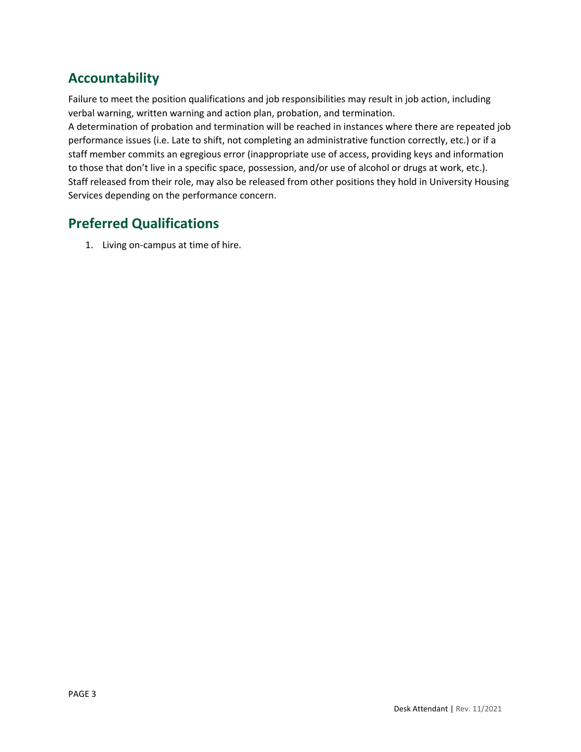## Accountability

Failure to meet the position qualifications and job responsibilities may result in job action, including verbal warning, written warning and action plan, probation, and termination.

A determination of probation and termination will be reached in instances where there are repeated job performance issues (i.e. Late to shift, not completing an administrative function correctly, etc.) or if a staff member commits an egregious error (inappropriate use of access, providing keys and information to those that don't live in a specific space, possession, and/or use of alcohol or drugs at work, etc.). Staff released from their role, may also be released from other positions they hold in University Housing Services depending on the performance concern.

## Preferred Qualifications

1. Living on-campus at time of hire.